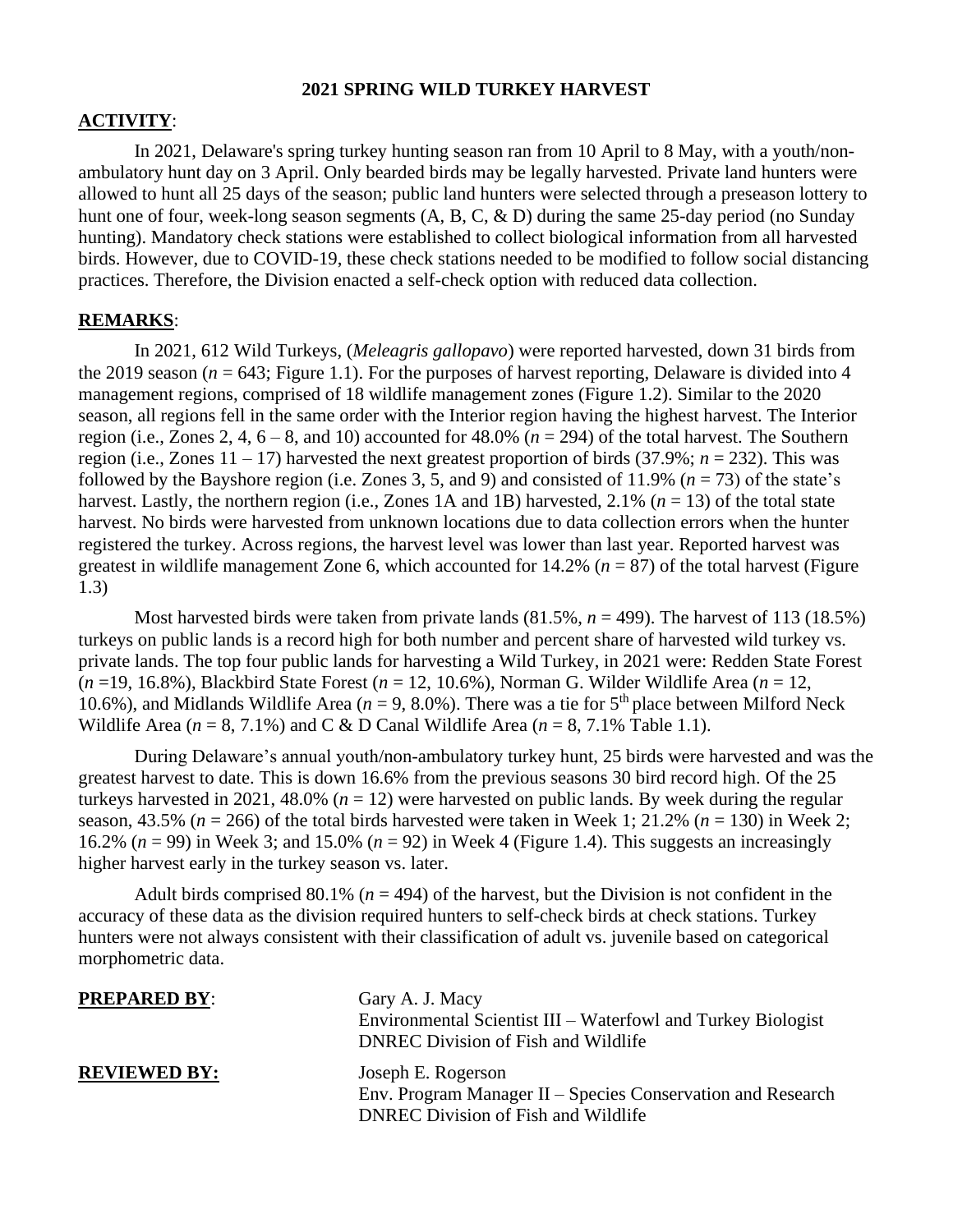# 2021 SPRING WILD TURKEY HARVEST

**ACTIVITY**:

In 2021, Delaware's spring turkey hunting season ran from 10 April to 8 May, with a youth/non-ambulatory hunt day on 3 April. Only bearded birds may be legally harvested. Private land hunters were allowed to hunt all 25 days of the season; public land hunters were selected through a preseason lottery to hunt one of four, week-long season segments (A, B, C, & D) during the same 25-day period (no Sunday hunting). Mandatory check stations were established to collect biological information from all harvested birds. However, due to COVID-19, these check stations needed to be modified to follow social distancing practices. Therefore, the Division enacted a self-check option with reduced data collection.

**REMARKS**:

In 2021, 612 Wild Turkeys, (*Meleagris gallopavo*) were reported harvested, down 31 birds from the 2019 season ($n = 643$; Figure 1.1). For the purposes of harvest reporting, Delaware is divided into 4 management regions, comprised of 18 wildlife management zones (Figure 1.2). Similar to the 2020 season, all regions fell in the same order with the Interior region having the highest harvest. The Interior region (i.e., Zones 2, 4, 6 – 8, and 10) accounted for 48.0% ($n = 294$) of the total harvest. The Southern region (i.e., Zones 11 – 17) harvested the next greatest proportion of birds (37.9%; $n = 232$). This was followed by the Bayshore region (i.e. Zones 3, 5, and 9) and consisted of 11.9% ($n = 73$) of the state's harvest. Lastly, the northern region (i.e., Zones 1A and 1B) harvested, 2.1% ($n = 13$) of the total state harvest. No birds were harvested from unknown locations due to data collection errors when the hunter registered the turkey. Across regions, the harvest level was lower than last year. Reported harvest was greatest in wildlife management Zone 6, which accounted for 14.2% ($n = 87$) of the total harvest (Figure 1.3)

Most harvested birds were taken from private lands (81.5%, $n = 499$). The harvest of 113 (18.5%) turkeys on public lands is a record high for both number and percent share of harvested wild turkey vs. private lands. The top four public lands for harvesting a Wild Turkey, in 2021 were: Redden State Forest ($n = 19$, 16.8%), Blackbird State Forest ($n = 12$, 10.6%), Norman G. Wilder Wildlife Area ($n = 12$, 10.6%), and Midlands Wildlife Area ($n = 9$, 8.0%). There was a tie for 5th place between Milford Neck Wildlife Area ($n = 8$, 7.1%) and C & D Canal Wildlife Area ($n = 8$, 7.1% Table 1.1).

During Delaware's annual youth/non-ambulatory turkey hunt, 25 birds were harvested and was the greatest harvest to date. This is down 16.6% from the previous seasons 30 bird record high. Of the 25 turkeys harvested in 2021, 48.0% ($n = 12$) were harvested on public lands. By week during the regular season, 43.5% ($n = 266$) of the total birds harvested were taken in Week 1; 21.2% ($n = 130$) in Week 2; 16.2% ($n = 99$) in Week 3; and 15.0% ($n = 92$) in Week 4 (Figure 1.4). This suggests an increasingly higher harvest early in the turkey season vs. later.

Adult birds comprised 80.1% ($n = 494$) of the harvest, but the Division is not confident in the accuracy of these data as the division required hunters to self-check birds at check stations. Turkey hunters were not always consistent with their classification of adult vs. juvenile based on categorical morphometric data.

**PREPARED BY**: Gary A. J. Macy
Environmental Scientist III – Waterfowl and Turkey Biologist
DNREC Division of Fish and Wildlife

**REVIEWED BY:** Joseph E. Rogerson
Env. Program Manager II – Species Conservation and Research
DNREC Division of Fish and Wildlife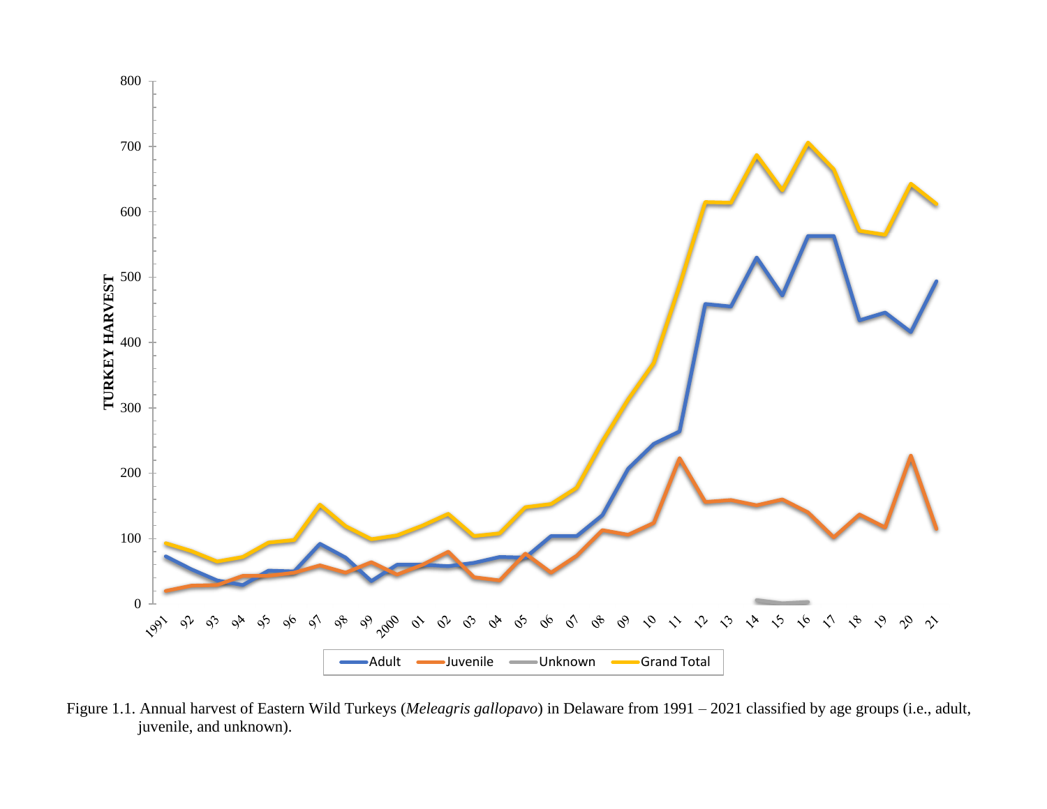Figure 1.1. Annual harvest of Eastern Wild Turkeys (*Meleagris gallopavo*) in Delaware from 1991 – 2021 classified by age groups (i.e., adult, juvenile, and unknown).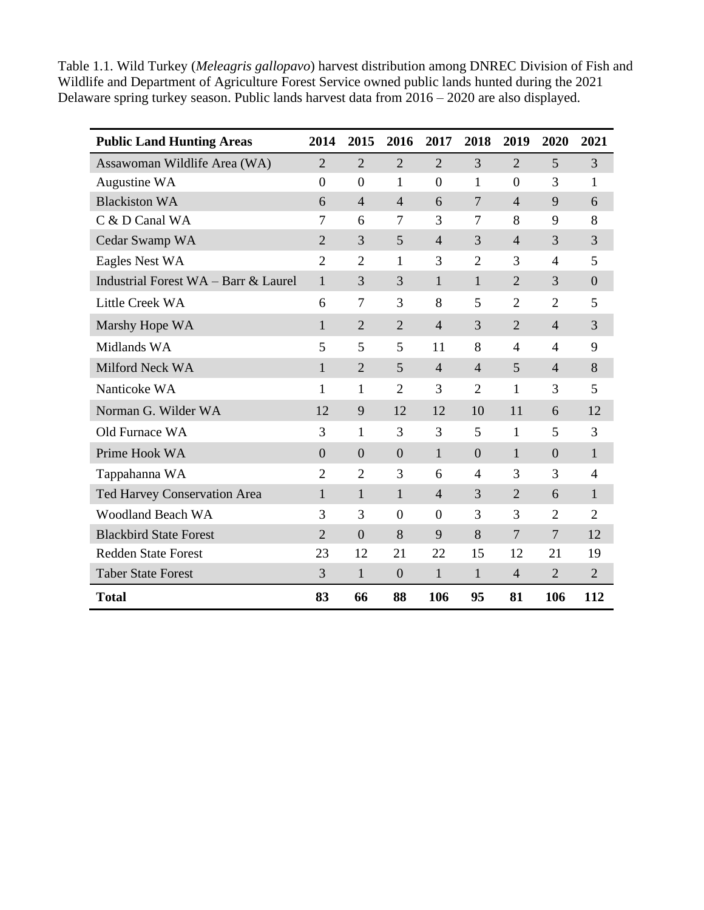Table 1.1. Wild Turkey (*Meleagris gallopavo*) harvest distribution among DNREC Division of Fish and Wildlife and Department of Agriculture Forest Service owned public lands hunted during the 2021 Delaware spring turkey season. Public lands harvest data from 2016 – 2020 are also displayed.

| **Public Land Hunting Areas** | **2014** | **2015** | **2016** | **2017** | **2018** | **2019** | **2020** | **2021** |
|---|---|---|---|---|---|---|---|---|
| Assawoman Wildlife Area (WA) | 2 | 2 | 2 | 2 | 3 | 2 | 5 | 3 |
| Augustine WA | 0 | 0 | 1 | 0 | 1 | 0 | 3 | 1 |
| Blackiston WA | 6 | 4 | 4 | 6 | 7 | 4 | 9 | 6 |
| C & D Canal WA | 7 | 6 | 7 | 3 | 7 | 8 | 9 | 8 |
| Cedar Swamp WA | 2 | 3 | 5 | 4 | 3 | 4 | 3 | 3 |
| Eagles Nest WA | 2 | 2 | 1 | 3 | 2 | 3 | 4 | 5 |
| Industrial Forest WA – Barr & Laurel | 1 | 3 | 3 | 1 | 1 | 2 | 3 | 0 |
| Little Creek WA | 6 | 7 | 3 | 8 | 5 | 2 | 2 | 5 |
| Marshy Hope WA | 1 | 2 | 2 | 4 | 3 | 2 | 4 | 3 |
| Midlands WA | 5 | 5 | 5 | 11 | 8 | 4 | 4 | 9 |
| Milford Neck WA | 1 | 2 | 5 | 4 | 4 | 5 | 4 | 8 |
| Nanticoke WA | 1 | 1 | 2 | 3 | 2 | 1 | 3 | 5 |
| Norman G. Wilder WA | 12 | 9 | 12 | 12 | 10 | 11 | 6 | 12 |
| Old Furnace WA | 3 | 1 | 3 | 3 | 5 | 1 | 5 | 3 |
| Prime Hook WA | 0 | 0 | 0 | 1 | 0 | 1 | 0 | 1 |
| Tappahanna WA | 2 | 2 | 3 | 6 | 4 | 3 | 3 | 4 |
| Ted Harvey Conservation Area | 1 | 1 | 1 | 4 | 3 | 2 | 6 | 1 |
| Woodland Beach WA | 3 | 3 | 0 | 0 | 3 | 3 | 2 | 2 |
| Blackbird State Forest | 2 | 0 | 8 | 9 | 8 | 7 | 7 | 12 |
| Redden State Forest | 23 | 12 | 21 | 22 | 15 | 12 | 21 | 19 |
| Taber State Forest | 3 | 1 | 0 | 1 | 1 | 4 | 2 | 2 |
| **Total** | **83** | **66** | **88** | **106** | **95** | **81** | **106** | **112** |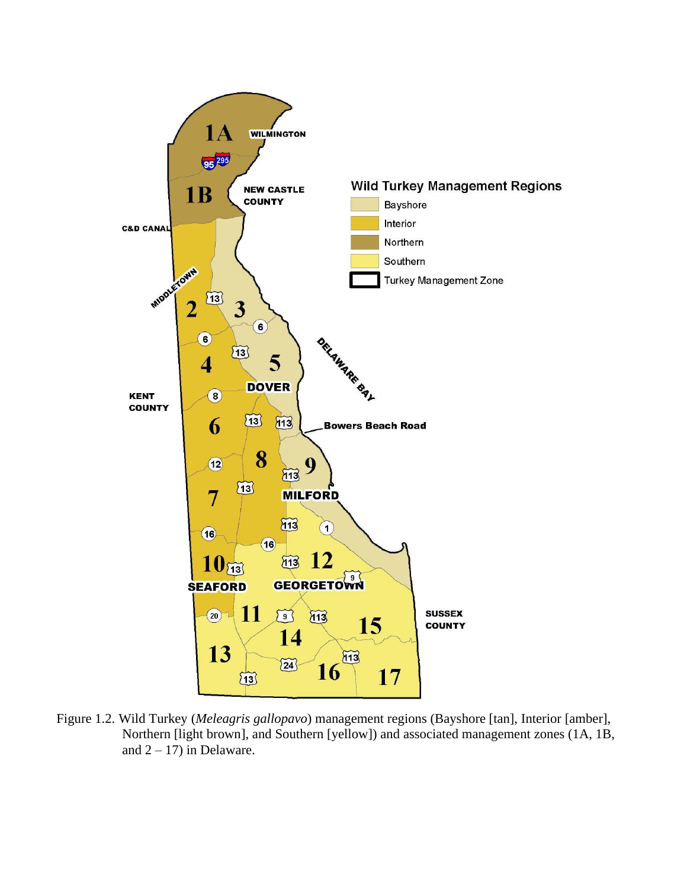Figure 1.2. Wild Turkey (*Meleagris gallopavo*) management regions (Bayshore [tan], Interior [amber], Northern [light brown], and Southern [yellow]) and associated management zones (1A, 1B, and 2 – 17) in Delaware.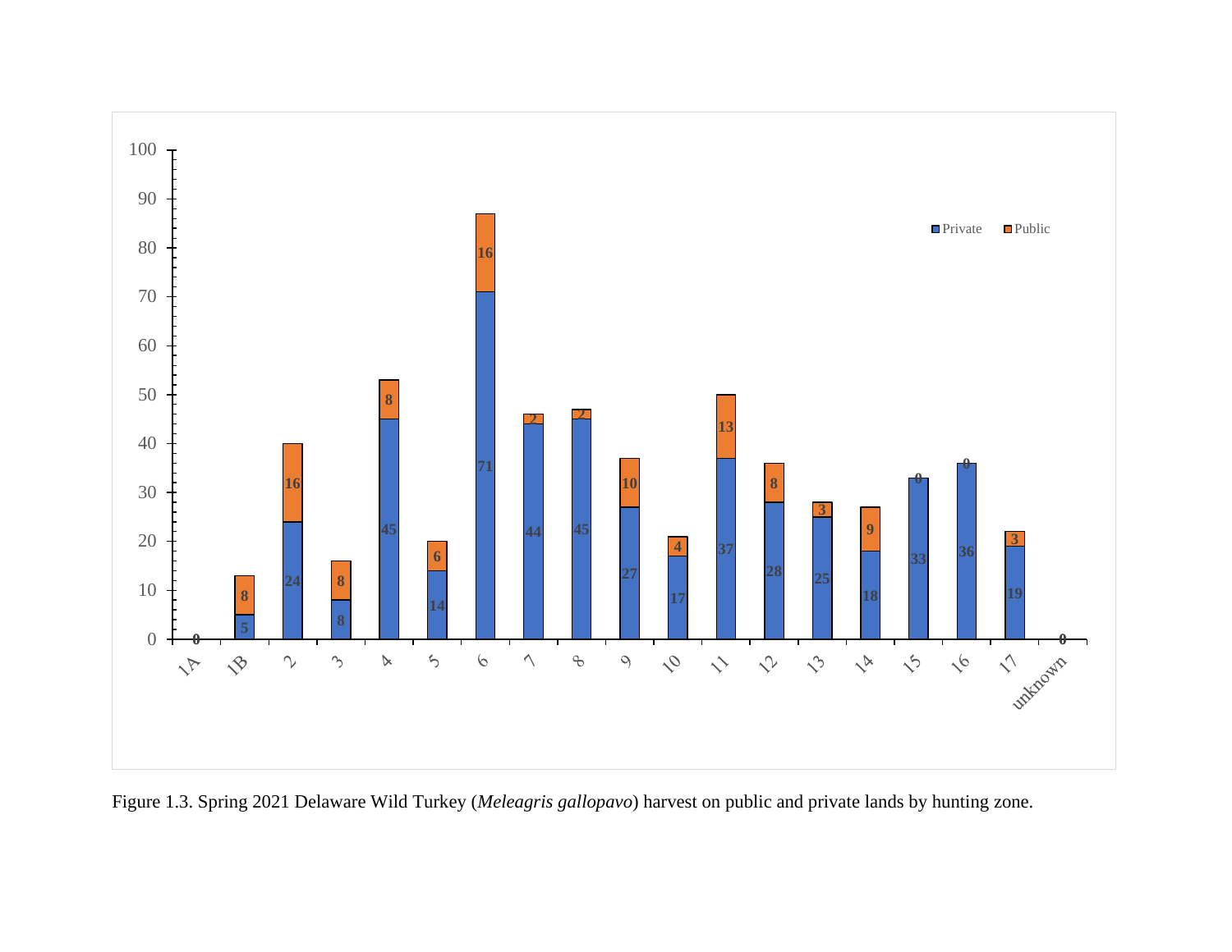Figure 1.3. Spring 2021 Delaware Wild Turkey (*Meleagris gallopavo*) harvest on public and private lands by hunting zone.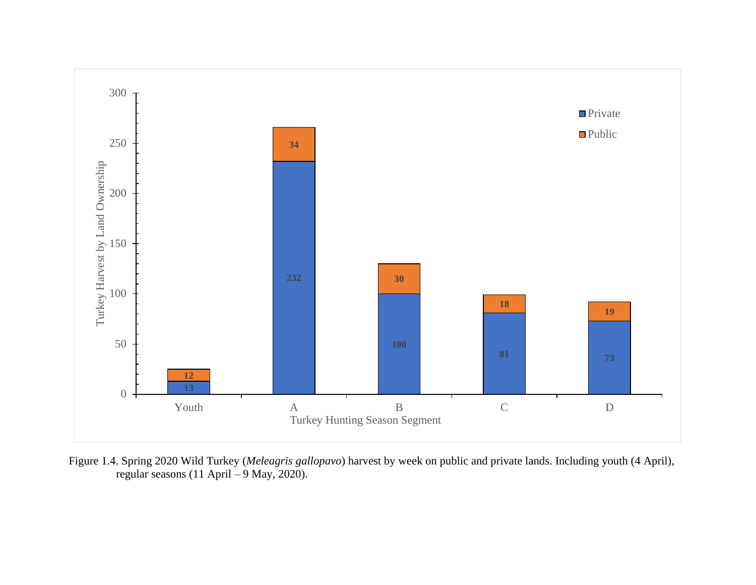| Turkey Hunting Season Segment | Private | Public |
|---|---|---|
| Youth | 13 | 12 |
| A | 232 | 34 |
| B | 100 | 30 |
| C | 81 | 18 |
| D | 73 | 19 |

Figure 1.4. Spring 2020 Wild Turkey (*Meleagris gallopavo*) harvest by week on public and private lands. Including youth (4 April), regular seasons (11 April – 9 May, 2020).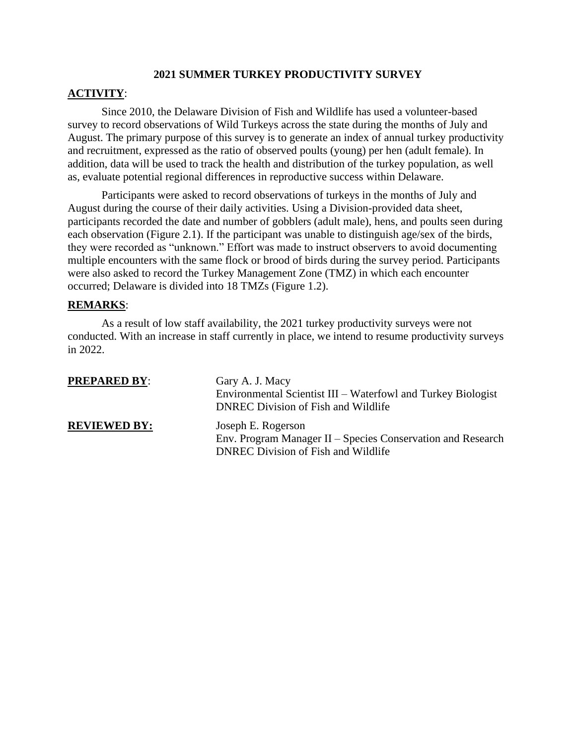## 2021 SUMMER TURKEY PRODUCTIVITY SURVEY

**ACTIVITY**:

Since 2010, the Delaware Division of Fish and Wildlife has used a volunteer-based survey to record observations of Wild Turkeys across the state during the months of July and August. The primary purpose of this survey is to generate an index of annual turkey productivity and recruitment, expressed as the ratio of observed poults (young) per hen (adult female). In addition, data will be used to track the health and distribution of the turkey population, as well as, evaluate potential regional differences in reproductive success within Delaware.

Participants were asked to record observations of turkeys in the months of July and August during the course of their daily activities. Using a Division-provided data sheet, participants recorded the date and number of gobblers (adult male), hens, and poults seen during each observation (Figure 2.1). If the participant was unable to distinguish age/sex of the birds, they were recorded as "unknown." Effort was made to instruct observers to avoid documenting multiple encounters with the same flock or brood of birds during the survey period. Participants were also asked to record the Turkey Management Zone (TMZ) in which each encounter occurred; Delaware is divided into 18 TMZs (Figure 1.2).

**REMARKS**:

As a result of low staff availability, the 2021 turkey productivity surveys were not conducted. With an increase in staff currently in place, we intend to resume productivity surveys in 2022.

**PREPARED BY**: Gary A. J. Macy
Environmental Scientist III – Waterfowl and Turkey Biologist
DNREC Division of Fish and Wildlife

**REVIEWED BY:** Joseph E. Rogerson
Env. Program Manager II – Species Conservation and Research
DNREC Division of Fish and Wildlife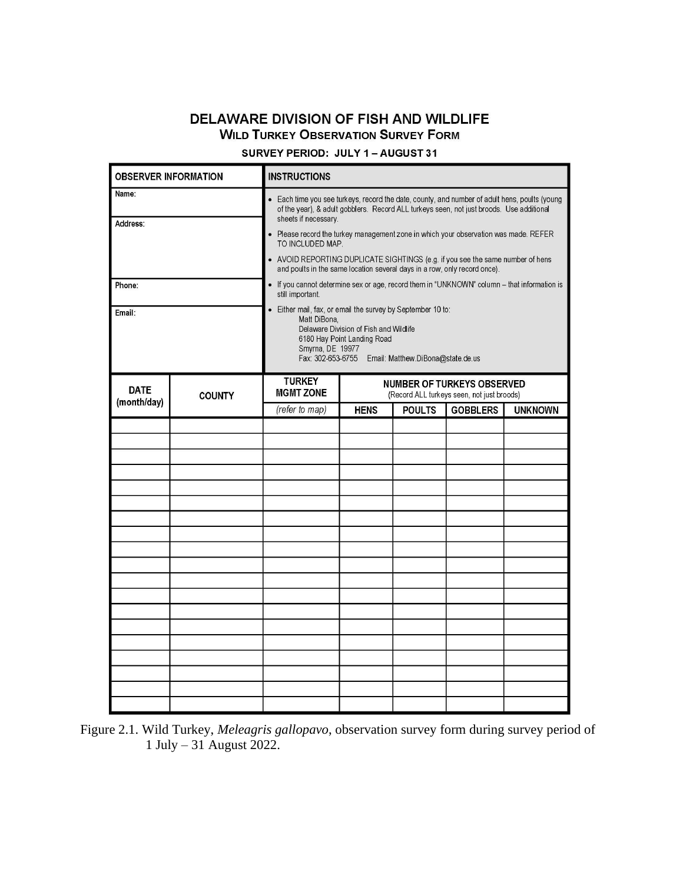# DELAWARE DIVISION OF FISH AND WILDLIFE

## WILD TURKEY OBSERVATION SURVEY FORM

**SURVEY PERIOD: JULY 1 – AUGUST 31**

| OBSERVER INFORMATION | INSTRUCTIONS |
|---|---|
| Name: | • Each time you see turkeys, record the date, county, and number of adult hens, poults (young of the year), & adult gobblers. Record ALL turkeys seen, not just broods. Use additional sheets if necessary. |
| Address: | • Please record the turkey management zone in which your observation was made. REFER TO INCLUDED MAP.<br>• AVOID REPORTING DUPLICATE SIGHTINGS (e.g. if you see the same number of hens and poults in the same location several days in a row, only record once). |
| Phone: | • If you cannot determine sex or age, record them in "UNKNOWN" column – that information is still important. |
| Email: | • Either mail, fax, or email the survey by September 10 to:<br>Matt DiBona,<br>Delaware Division of Fish and Wildlife<br>6180 Hay Point Landing Road<br>Smyrna, DE 19977<br>Fax: 302-653-6755 Email: Matthew.DiBona@state.de.us |

| DATE (month/day) | COUNTY | TURKEY MGMT ZONE | NUMBER OF TURKEYS OBSERVED (Record ALL turkeys seen, not just broods) | | | |
|---|---|---|---|---|---|---|
| | | *(refer to map)* | HENS | POULTS | GOBBLERS | UNKNOWN |
| | | | | | | |
| | | | | | | |
| | | | | | | |
| | | | | | | |
| | | | | | | |
| | | | | | | |
| | | | | | | |
| | | | | | | |
| | | | | | | |
| | | | | | | |
| | | | | | | |
| | | | | | | |
| | | | | | | |
| | | | | | | |
| | | | | | | |
| | | | | | | |
| | | | | | | |
| | | | | | | |
| | | | | | | |

Figure 2.1. Wild Turkey, *Meleagris gallopavo*, observation survey form during survey period of 1 July – 31 August 2022.